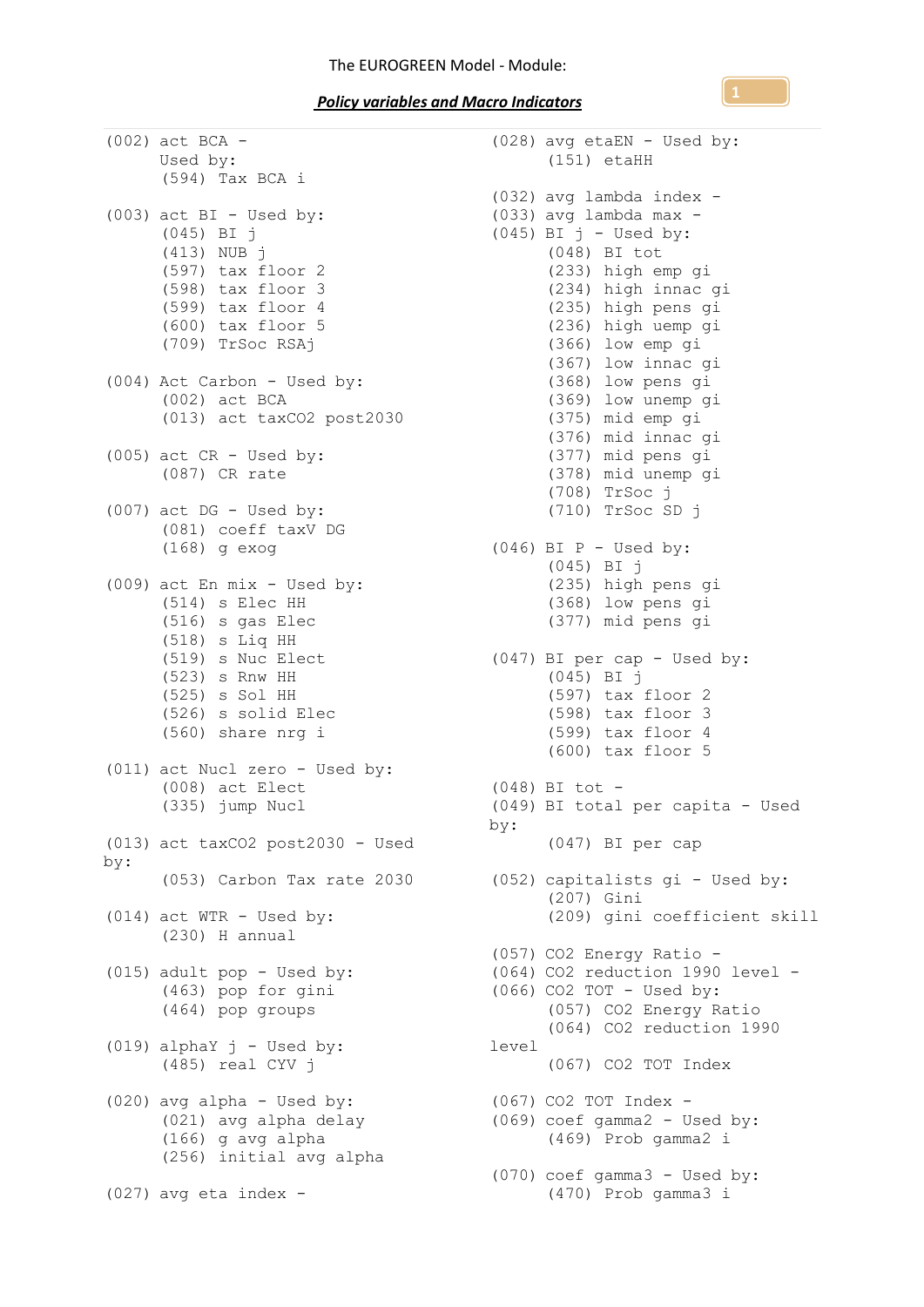The EUROGREEN Model - Module:

***Policy variables and Macro Indicators***

```
(002) act BCA -
      Used by:
      (594) Tax BCA i

(003) act BI - Used by:
      (045) BI j
      (413) NUB j
      (597) tax floor 2
      (598) tax floor 3
      (599) tax floor 4
      (600) tax floor 5
      (709) TrSoc RSAj

(004) Act Carbon - Used by:
      (002) act BCA
      (013) act taxCO2 post2030

(005) act CR - Used by:
      (087) CR rate

(007) act DG - Used by:
      (081) coeff taxV DG
      (168) g exog

(009) act En mix - Used by:
      (514) s Elec HH
      (516) s gas Elec
      (518) s Liq HH
      (519) s Nuc Elect
      (523) s Rnw HH
      (525) s Sol HH
      (526) s solid Elec
      (560) share nrg i

(011) act Nucl zero - Used by:
      (008) act Elect
      (335) jump Nucl

(013) act taxCO2 post2030 - Used
by:
      (053) Carbon Tax rate 2030

(014) act WTR - Used by:
      (230) H annual

(015) adult pop - Used by:
      (463) pop for gini
      (464) pop groups

(019) alphaY j - Used by:
      (485) real CYV j

(020) avg alpha - Used by:
      (021) avg alpha delay
      (166) g avg alpha
      (256) initial avg alpha

(027) avg eta index -

(028) avg etaEN - Used by:
      (151) etaHH

(032) avg lambda index -
(033) avg lambda max -
(045) BI j - Used by:
      (048) BI tot
      (233) high emp gi
      (234) high innac gi
      (235) high pens gi
      (236) high uemp gi
      (366) low emp gi
      (367) low innac gi
      (368) low pens gi
      (369) low unemp gi
      (375) mid emp gi
      (376) mid innac gi
      (377) mid pens gi
      (378) mid unemp gi
      (708) TrSoc j
      (710) TrSoc SD j

(046) BI P - Used by:
      (045) BI j
      (235) high pens gi
      (368) low pens gi
      (377) mid pens gi

(047) BI per cap - Used by:
      (045) BI j
      (597) tax floor 2
      (598) tax floor 3
      (599) tax floor 4
      (600) tax floor 5

(048) BI tot -
(049) BI total per capita - Used
by:
      (047) BI per cap

(052) capitalists gi - Used by:
      (207) Gini
      (209) gini coefficient skill

(057) CO2 Energy Ratio -
(064) CO2 reduction 1990 level -
(066) CO2 TOT - Used by:
      (057) CO2 Energy Ratio
      (064) CO2 reduction 1990
level
      (067) CO2 TOT Index

(067) CO2 TOT Index -
(069) coef gamma2 - Used by:
      (469) Prob gamma2 i

(070) coef gamma3 - Used by:
      (470) Prob gamma3 i
```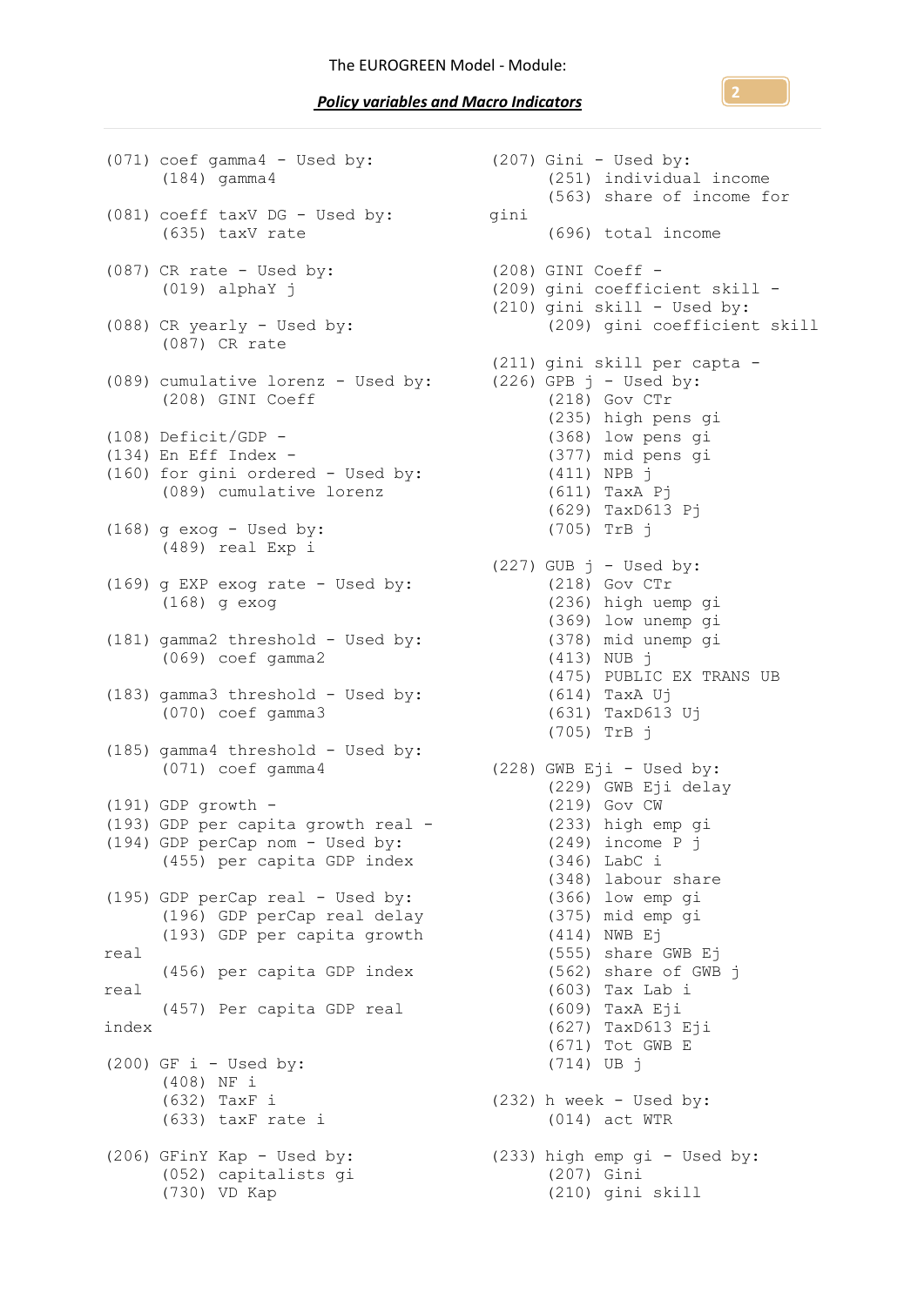```
(071) coef gamma4 - Used by:
      (184) gamma4

(081) coeff taxV DG - Used by:
      (635) taxV rate

(087) CR rate - Used by:
      (019) alphaY j

(088) CR yearly - Used by:
      (087) CR rate

(089) cumulative lorenz - Used by:
      (208) GINI Coeff

(108) Deficit/GDP -
(134) En Eff Index -
(160) for gini ordered - Used by:
      (089) cumulative lorenz

(168) g exog - Used by:
      (489) real Exp i

(169) g EXP exog rate - Used by:
      (168) g exog

(181) gamma2 threshold - Used by:
      (069) coef gamma2

(183) gamma3 threshold - Used by:
      (070) coef gamma3

(185) gamma4 threshold - Used by:
      (071) coef gamma4

(191) GDP growth -
(193) GDP per capita growth real -
(194) GDP perCap nom - Used by:
      (455) per capita GDP index

(195) GDP perCap real - Used by:
      (196) GDP perCap real delay
      (193) GDP per capita growth real
      (456) per capita GDP index real
      (457) Per capita GDP real index

(200) GF i - Used by:
      (408) NF i
      (632) TaxF i
      (633) taxF rate i

(206) GFinY Kap - Used by:
      (052) capitalists gi
      (730) VD Kap

(207) Gini - Used by:
      (251) individual income
      (563) share of income for gini
      (696) total income

(208) GINI Coeff -
(209) gini coefficient skill -
(210) gini skill - Used by:
      (209) gini coefficient skill

(211) gini skill per capta -
(226) GPB j - Used by:
      (218) Gov CTr
      (235) high pens gi
      (368) low pens gi
      (377) mid pens gi
      (411) NPB j
      (611) TaxA Pj
      (629) TaxD613 Pj
      (705) TrB j

(227) GUB j - Used by:
      (218) Gov CTr
      (236) high uemp gi
      (369) low unemp gi
      (378) mid unemp gi
      (413) NUB j
      (475) PUBLIC EX TRANS UB
      (614) TaxA Uj
      (631) TaxD613 Uj
      (705) TrB j

(228) GWB Eji - Used by:
      (229) GWB Eji delay
      (219) Gov CW
      (233) high emp gi
      (249) income P j
      (346) LabC i
      (348) labour share
      (366) low emp gi
      (375) mid emp gi
      (414) NWB Ej
      (555) share GWB Ej
      (562) share of GWB j
      (603) Tax Lab i
      (609) TaxA Eji
      (627) TaxD613 Eji
      (671) Tot GWB E
      (714) UB j

(232) h week - Used by:
      (014) act WTR

(233) high emp gi - Used by:
      (207) Gini
      (210) gini skill
```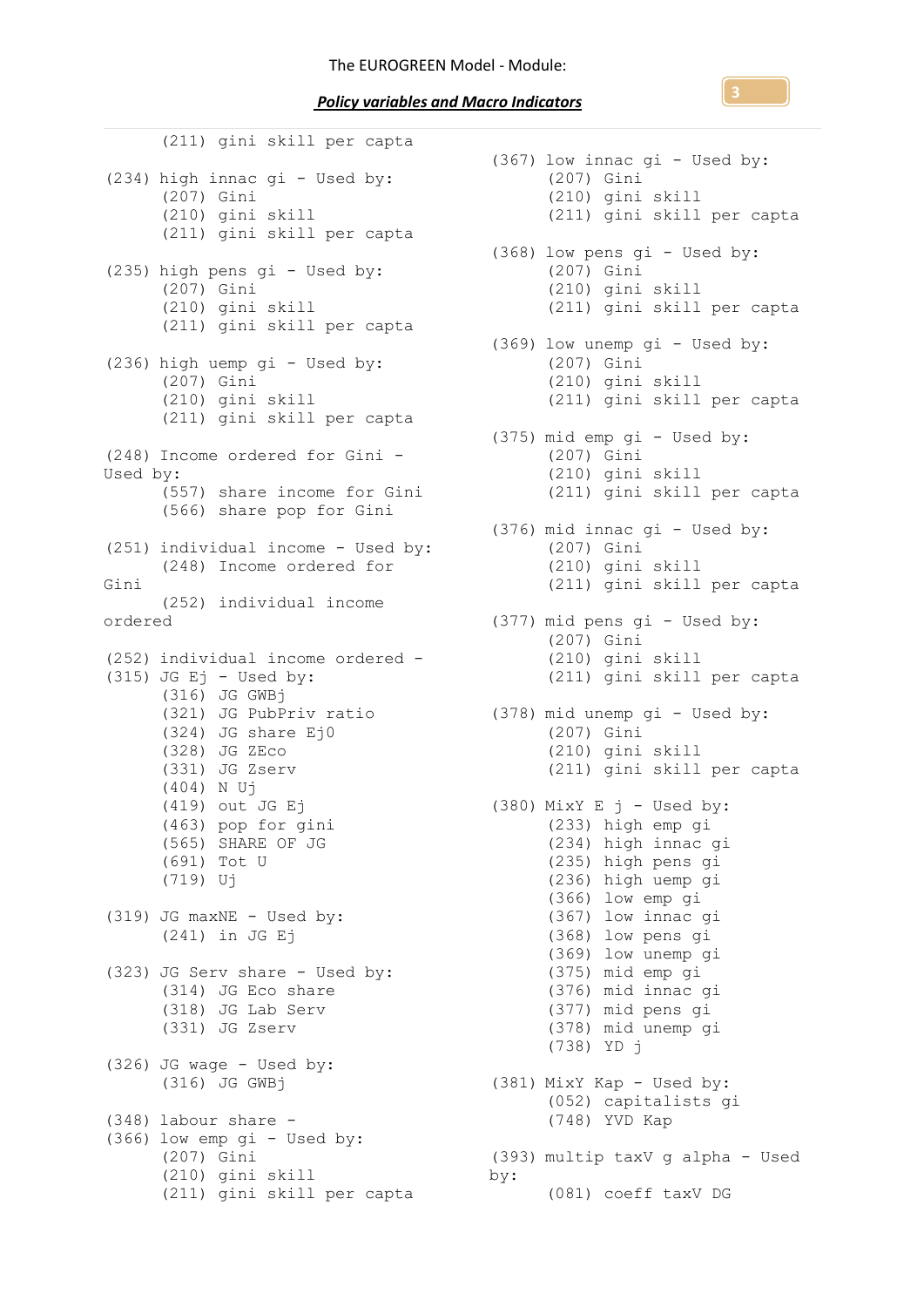```
      (211) gini skill per capta

(234) high innac gi - Used by:
      (207) Gini
      (210) gini skill
      (211) gini skill per capta

(235) high pens gi - Used by:
      (207) Gini
      (210) gini skill
      (211) gini skill per capta

(236) high uemp gi - Used by:
      (207) Gini
      (210) gini skill
      (211) gini skill per capta

(248) Income ordered for Gini -
Used by:
      (557) share income for Gini
      (566) share pop for Gini

(251) individual income - Used by:
      (248) Income ordered for
Gini
      (252) individual income
ordered

(252) individual income ordered -
(315) JG Ej - Used by:
      (316) JG GWBj
      (321) JG PubPriv ratio
      (324) JG share Ej0
      (328) JG ZEco
      (331) JG Zserv
      (404) N Uj
      (419) out JG Ej
      (463) pop for gini
      (565) SHARE OF JG
      (691) Tot U
      (719) Uj

(319) JG maxNE - Used by:
      (241) in JG Ej

(323) JG Serv share - Used by:
      (314) JG Eco share
      (318) JG Lab Serv
      (331) JG Zserv

(326) JG wage - Used by:
      (316) JG GWBj

(348) labour share -
(366) low emp gi - Used by:
      (207) Gini
      (210) gini skill
      (211) gini skill per capta

(367) low innac gi - Used by:
      (207) Gini
      (210) gini skill
      (211) gini skill per capta

(368) low pens gi - Used by:
      (207) Gini
      (210) gini skill
      (211) gini skill per capta

(369) low unemp gi - Used by:
      (207) Gini
      (210) gini skill
      (211) gini skill per capta

(375) mid emp gi - Used by:
      (207) Gini
      (210) gini skill
      (211) gini skill per capta

(376) mid innac gi - Used by:
      (207) Gini
      (210) gini skill
      (211) gini skill per capta

(377) mid pens gi - Used by:
      (207) Gini
      (210) gini skill
      (211) gini skill per capta

(378) mid unemp gi - Used by:
      (207) Gini
      (210) gini skill
      (211) gini skill per capta

(380) MixY E j - Used by:
      (233) high emp gi
      (234) high innac gi
      (235) high pens gi
      (236) high uemp gi
      (366) low emp gi
      (367) low innac gi
      (368) low pens gi
      (369) low unemp gi
      (375) mid emp gi
      (376) mid innac gi
      (377) mid pens gi
      (378) mid unemp gi
      (738) YD j

(381) MixY Kap - Used by:
      (052) capitalists gi
      (748) YVD Kap

(393) multip taxV g alpha - Used
by:
      (081) coeff taxV DG
```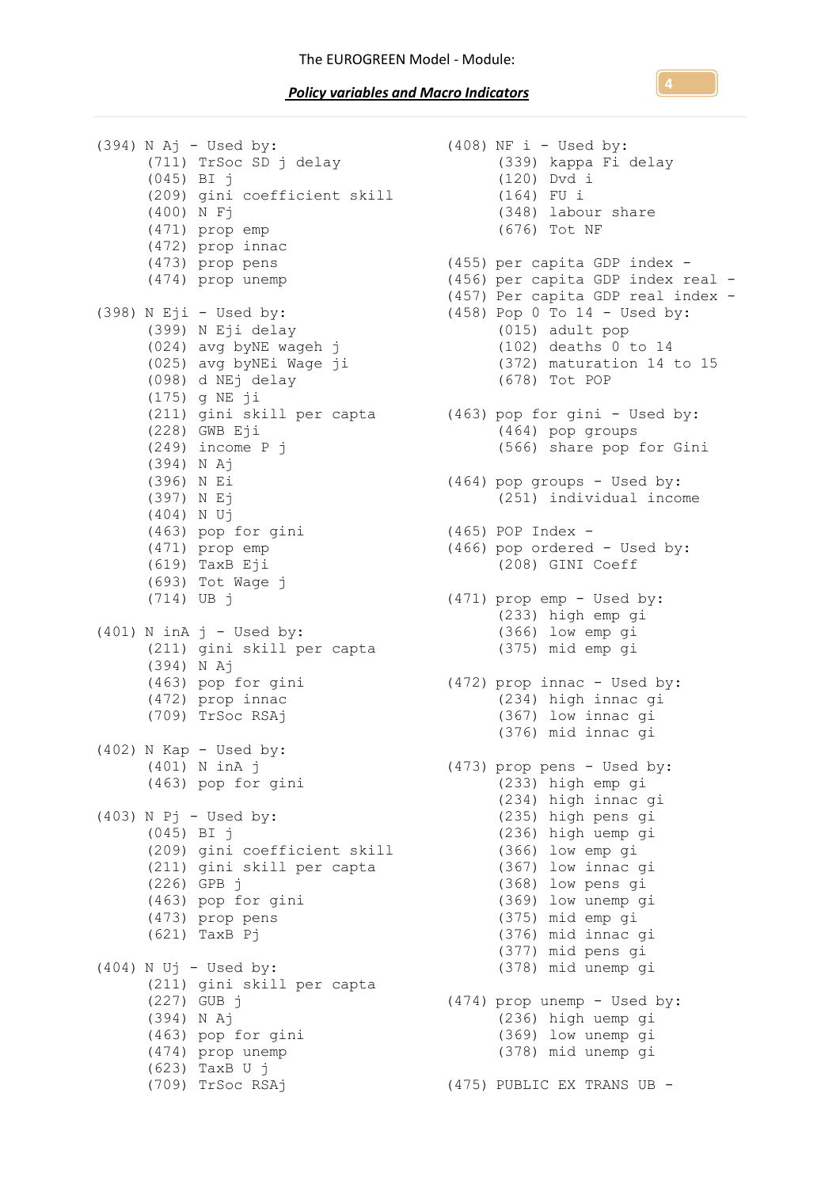```
(394) N Aj - Used by:
      (711) TrSoc SD j delay
      (045) BI j
      (209) gini coefficient skill
      (400) N Fj
      (471) prop emp
      (472) prop innac
      (473) prop pens
      (474) prop unemp

(398) N Eji - Used by:
      (399) N Eji delay
      (024) avg byNE wageh j
      (025) avg byNEi Wage ji
      (098) d NEj delay
      (175) g NE ji
      (211) gini skill per capta
      (228) GWB Eji
      (249) income P j
      (394) N Aj
      (396) N Ei
      (397) N Ej
      (404) N Uj
      (463) pop for gini
      (471) prop emp
      (619) TaxB Eji
      (693) Tot Wage j
      (714) UB j

(401) N inA j - Used by:
      (211) gini skill per capta
      (394) N Aj
      (463) pop for gini
      (472) prop innac
      (709) TrSoc RSAj

(402) N Kap - Used by:
      (401) N inA j
      (463) pop for gini

(403) N Pj - Used by:
      (045) BI j
      (209) gini coefficient skill
      (211) gini skill per capta
      (226) GPB j
      (463) pop for gini
      (473) prop pens
      (621) TaxB Pj

(404) N Uj - Used by:
      (211) gini skill per capta
      (227) GUB j
      (394) N Aj
      (463) pop for gini
      (474) prop unemp
      (623) TaxB U j
      (709) TrSoc RSAj

(408) NF i - Used by:
      (339) kappa Fi delay
      (120) Dvd i
      (164) FU i
      (348) labour share
      (676) Tot NF

(455) per capita GDP index -
(456) per capita GDP index real -
(457) Per capita GDP real index -
(458) Pop 0 To 14 - Used by:
      (015) adult pop
      (102) deaths 0 to 14
      (372) maturation 14 to 15
      (678) Tot POP

(463) pop for gini - Used by:
      (464) pop groups
      (566) share pop for Gini

(464) pop groups - Used by:
      (251) individual income

(465) POP Index -
(466) pop ordered - Used by:
      (208) GINI Coeff

(471) prop emp - Used by:
      (233) high emp gi
      (366) low emp gi
      (375) mid emp gi

(472) prop innac - Used by:
      (234) high innac gi
      (367) low innac gi
      (376) mid innac gi

(473) prop pens - Used by:
      (233) high emp gi
      (234) high innac gi
      (235) high pens gi
      (236) high uemp gi
      (366) low emp gi
      (367) low innac gi
      (368) low pens gi
      (369) low unemp gi
      (375) mid emp gi
      (376) mid innac gi
      (377) mid pens gi
      (378) mid unemp gi

(474) prop unemp - Used by:
      (236) high uemp gi
      (369) low unemp gi
      (378) mid unemp gi

(475) PUBLIC EX TRANS UB -
```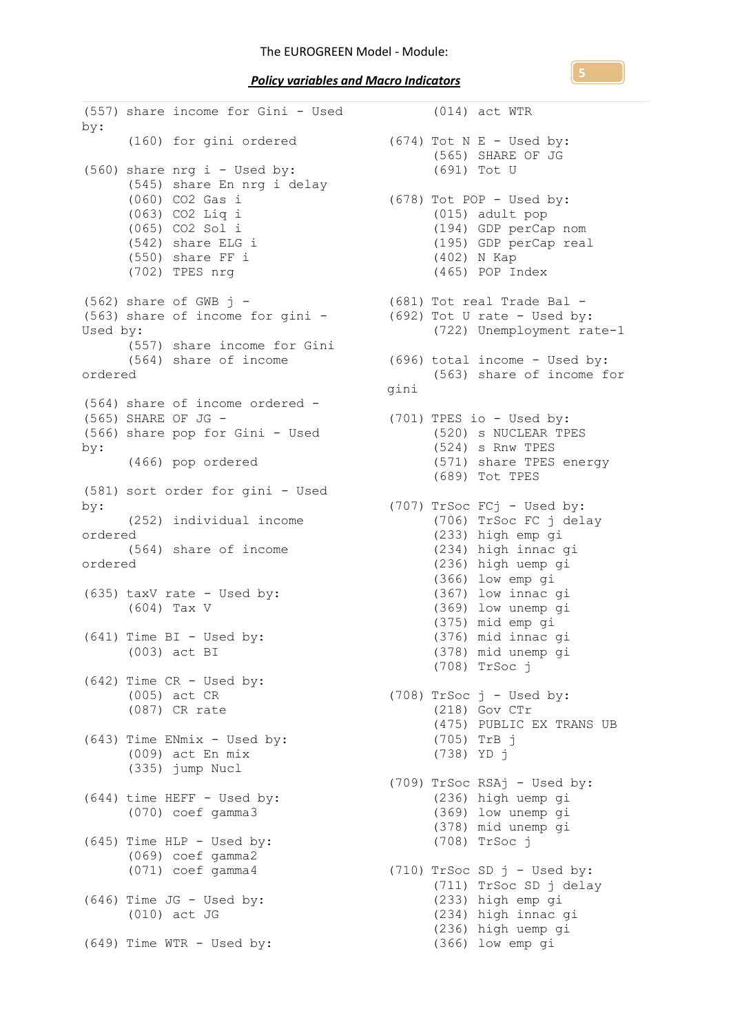(557) share income for Gini - Used by:
      (160) for gini ordered

(560) share nrg i - Used by:
      (545) share En nrg i delay
      (060) CO2 Gas i
      (063) CO2 Liq i
      (065) CO2 Sol i
      (542) share ELG i
      (550) share FF i
      (702) TPES nrg

(562) share of GWB j -
(563) share of income for gini - Used by:
      (557) share income for Gini
      (564) share of income ordered

(564) share of income ordered -
(565) SHARE OF JG -
(566) share pop for Gini - Used by:
      (466) pop ordered

(581) sort order for gini - Used by:
      (252) individual income ordered
      (564) share of income ordered

(635) taxV rate - Used by:
      (604) Tax V

(641) Time BI - Used by:
      (003) act BI

(642) Time CR - Used by:
      (005) act CR
      (087) CR rate

(643) Time ENmix - Used by:
      (009) act En mix
      (335) jump Nucl

(644) time HEFF - Used by:
      (070) coef gamma3

(645) Time HLP - Used by:
      (069) coef gamma2
      (071) coef gamma4

(646) Time JG - Used by:
      (010) act JG

(649) Time WTR - Used by:
      (014) act WTR

(674) Tot N E - Used by:
      (565) SHARE OF JG
      (691) Tot U

(678) Tot POP - Used by:
      (015) adult pop
      (194) GDP perCap nom
      (195) GDP perCap real
      (402) N Kap
      (465) POP Index

(681) Tot real Trade Bal -
(692) Tot U rate - Used by:
      (722) Unemployment rate-1

(696) total income - Used by:
      (563) share of income for gini

(701) TPES io - Used by:
      (520) s NUCLEAR TPES
      (524) s Rnw TPES
      (571) share TPES energy
      (689) Tot TPES

(707) TrSoc FCj - Used by:
      (706) TrSoc FC j delay
      (233) high emp gi
      (234) high innac gi
      (236) high uemp gi
      (366) low emp gi
      (367) low innac gi
      (369) low unemp gi
      (375) mid emp gi
      (376) mid innac gi
      (378) mid unemp gi
      (708) TrSoc j

(708) TrSoc j - Used by:
      (218) Gov CTr
      (475) PUBLIC EX TRANS UB
      (705) TrB j
      (738) YD j

(709) TrSoc RSAj - Used by:
      (236) high uemp gi
      (369) low unemp gi
      (378) mid unemp gi
      (708) TrSoc j

(710) TrSoc SD j - Used by:
      (711) TrSoc SD j delay
      (233) high emp gi
      (234) high innac gi
      (236) high uemp gi
      (366) low emp gi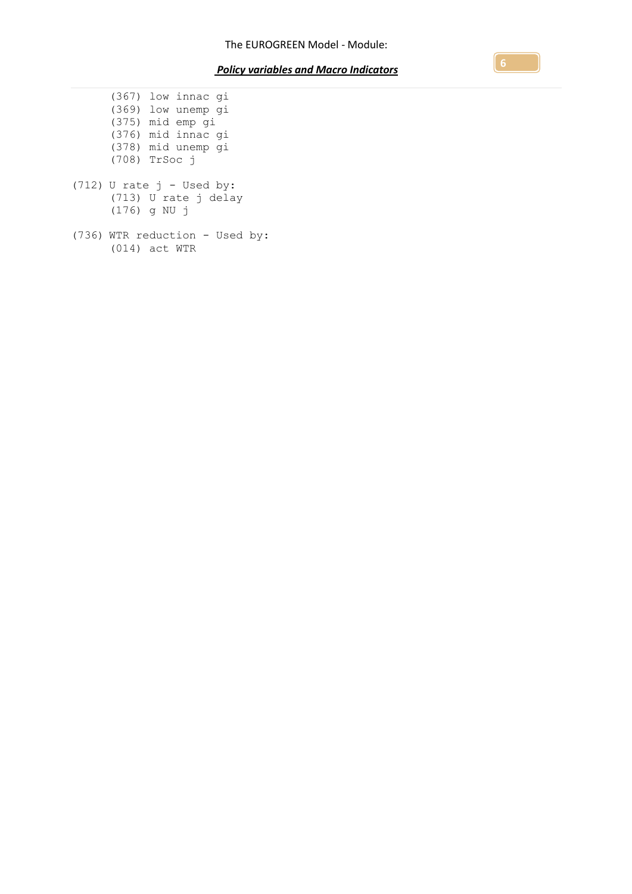```
      (367) low innac gi
      (369) low unemp gi
      (375) mid emp gi
      (376) mid innac gi
      (378) mid unemp gi
      (708) TrSoc j

(712) U rate j - Used by:
      (713) U rate j delay
      (176) g NU j

(736) WTR reduction - Used by:
      (014) act WTR
```